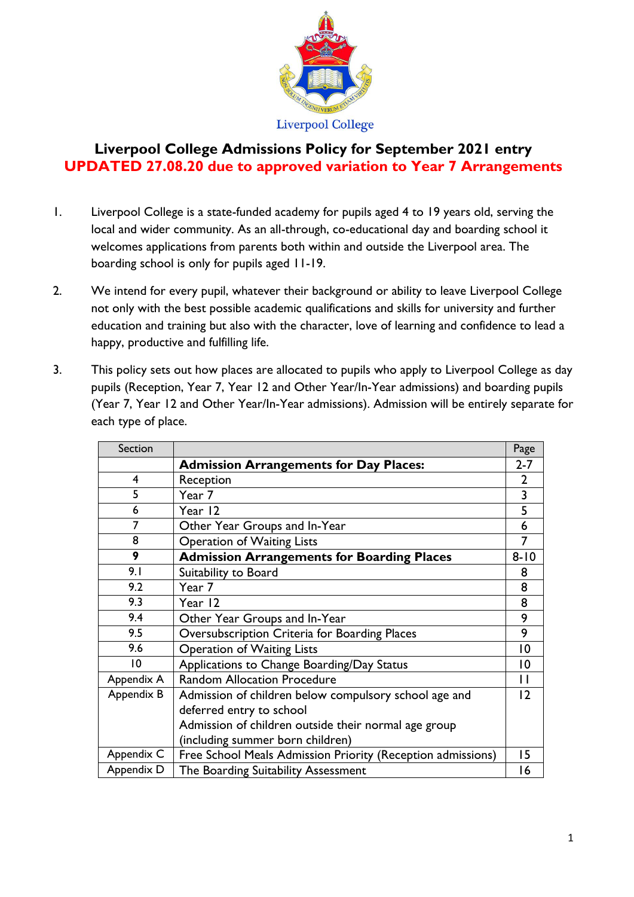Liverpool College

# Liverpool College Admissions Policy for September 2021 entry

## UPDATED 27.08.20 due to approved variation to Year 7 Arrangements

1. Liverpool College is a state-funded academy for pupils aged 4 to 19 years old, serving the local and wider community. As an all-through, co-educational day and boarding school it welcomes applications from parents both within and outside the Liverpool area. The boarding school is only for pupils aged 11-19.

2. We intend for every pupil, whatever their background or ability to leave Liverpool College not only with the best possible academic qualifications and skills for university and further education and training but also with the character, love of learning and confidence to lead a happy, productive and fulfilling life.

3. This policy sets out how places are allocated to pupils who apply to Liverpool College as day pupils (Reception, Year 7, Year 12 and Other Year/In-Year admissions) and boarding pupils (Year 7, Year 12 and Other Year/In-Year admissions). Admission will be entirely separate for each type of place.

| Section | | Page |
|---|---|---|
| | **Admission Arrangements for Day Places:** | 2-7 |
| 4 | Reception | 2 |
| 5 | Year 7 | 3 |
| 6 | Year 12 | 5 |
| 7 | Other Year Groups and In-Year | 6 |
| 8 | Operation of Waiting Lists | 7 |
| **9** | **Admission Arrangements for Boarding Places** | 8-10 |
| 9.1 | Suitability to Board | 8 |
| 9.2 | Year 7 | 8 |
| 9.3 | Year 12 | 8 |
| 9.4 | Other Year Groups and In-Year | 9 |
| 9.5 | Oversubscription Criteria for Boarding Places | 9 |
| 9.6 | Operation of Waiting Lists | 10 |
| 10 | Applications to Change Boarding/Day Status | 10 |
| Appendix A | Random Allocation Procedure | 11 |
| Appendix B | Admission of children below compulsory school age and deferred entry to school<br>Admission of children outside their normal age group (including summer born children) | 12 |
| Appendix C | Free School Meals Admission Priority (Reception admissions) | 15 |
| Appendix D | The Boarding Suitability Assessment | 16 |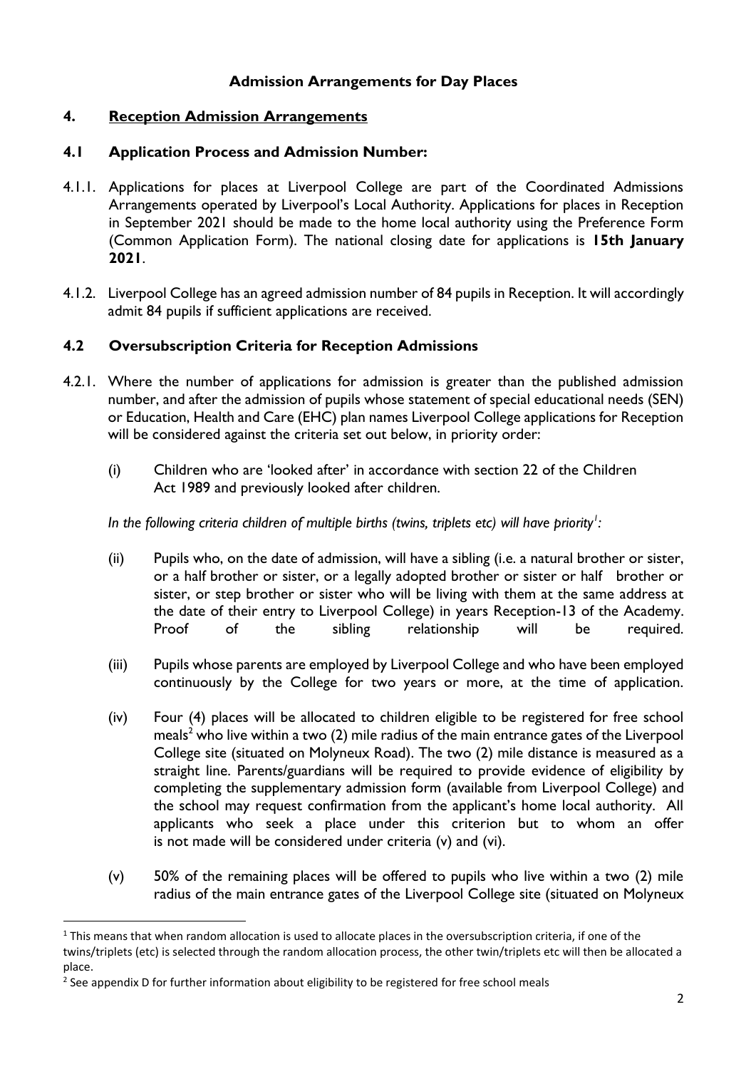### Admission Arrangements for Day Places

## 4. Reception Admission Arrangements

### 4.1 Application Process and Admission Number:

4.1.1. Applications for places at Liverpool College are part of the Coordinated Admissions Arrangements operated by Liverpool's Local Authority. Applications for places in Reception in September 2021 should be made to the home local authority using the Preference Form (Common Application Form). The national closing date for applications is **15th January 2021**.

4.1.2. Liverpool College has an agreed admission number of 84 pupils in Reception. It will accordingly admit 84 pupils if sufficient applications are received.

### 4.2 Oversubscription Criteria for Reception Admissions

4.2.1. Where the number of applications for admission is greater than the published admission number, and after the admission of pupils whose statement of special educational needs (SEN) or Education, Health and Care (EHC) plan names Liverpool College applications for Reception will be considered against the criteria set out below, in priority order:

(i) Children who are 'looked after' in accordance with section 22 of the Children Act 1989 and previously looked after children.

*In the following criteria children of multiple births (twins, triplets etc) will have priority[1]:*

(ii) Pupils who, on the date of admission, will have a sibling (i.e. a natural brother or sister, or a half brother or sister, or a legally adopted brother or sister or half brother or sister, or step brother or sister who will be living with them at the same address at the date of their entry to Liverpool College) in years Reception-13 of the Academy. Proof of the sibling relationship will be required.

(iii) Pupils whose parents are employed by Liverpool College and who have been employed continuously by the College for two years or more, at the time of application.

(iv) Four (4) places will be allocated to children eligible to be registered for free school meals[2] who live within a two (2) mile radius of the main entrance gates of the Liverpool College site (situated on Molyneux Road). The two (2) mile distance is measured as a straight line. Parents/guardians will be required to provide evidence of eligibility by completing the supplementary admission form (available from Liverpool College) and the school may request confirmation from the applicant's home local authority. All applicants who seek a place under this criterion but to whom an offer is not made will be considered under criteria (v) and (vi).

(v) 50% of the remaining places will be offered to pupils who live within a two (2) mile radius of the main entrance gates of the Liverpool College site (situated on Molyneux

---

[1] This means that when random allocation is used to allocate places in the oversubscription criteria, if one of the twins/triplets (etc) is selected through the random allocation process, the other twin/triplets etc will then be allocated a place.

[2] See appendix D for further information about eligibility to be registered for free school meals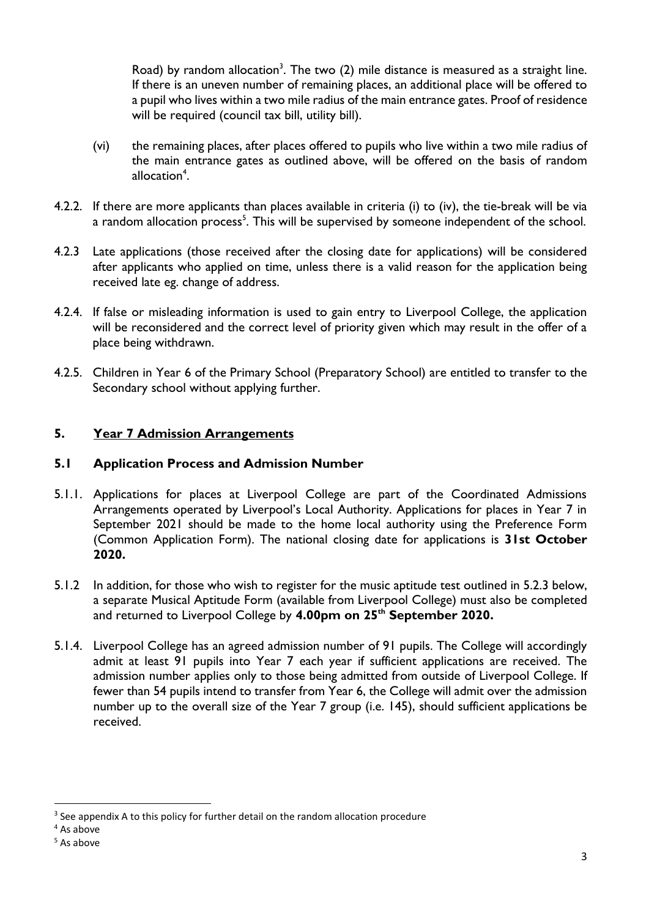Road) by random allocation[3]. The two (2) mile distance is measured as a straight line. If there is an uneven number of remaining places, an additional place will be offered to a pupil who lives within a two mile radius of the main entrance gates. Proof of residence will be required (council tax bill, utility bill).

(vi) the remaining places, after places offered to pupils who live within a two mile radius of the main entrance gates as outlined above, will be offered on the basis of random allocation[4].

4.2.2. If there are more applicants than places available in criteria (i) to (iv), the tie-break will be via a random allocation process[5]. This will be supervised by someone independent of the school.

4.2.3 Late applications (those received after the closing date for applications) will be considered after applicants who applied on time, unless there is a valid reason for the application being received late eg. change of address.

4.2.4. If false or misleading information is used to gain entry to Liverpool College, the application will be reconsidered and the correct level of priority given which may result in the offer of a place being withdrawn.

4.2.5. Children in Year 6 of the Primary School (Preparatory School) are entitled to transfer to the Secondary school without applying further.

## 5. Year 7 Admission Arrangements

### 5.1 Application Process and Admission Number

5.1.1. Applications for places at Liverpool College are part of the Coordinated Admissions Arrangements operated by Liverpool's Local Authority. Applications for places in Year 7 in September 2021 should be made to the home local authority using the Preference Form (Common Application Form). The national closing date for applications is **31st October 2020.**

5.1.2 In addition, for those who wish to register for the music aptitude test outlined in 5.2.3 below, a separate Musical Aptitude Form (available from Liverpool College) must also be completed and returned to Liverpool College by **4.00pm on 25th September 2020.**

5.1.4. Liverpool College has an agreed admission number of 91 pupils. The College will accordingly admit at least 91 pupils into Year 7 each year if sufficient applications are received. The admission number applies only to those being admitted from outside of Liverpool College. If fewer than 54 pupils intend to transfer from Year 6, the College will admit over the admission number up to the overall size of the Year 7 group (i.e. 145), should sufficient applications be received.

---

[3] See appendix A to this policy for further detail on the random allocation procedure

[4] As above

[5] As above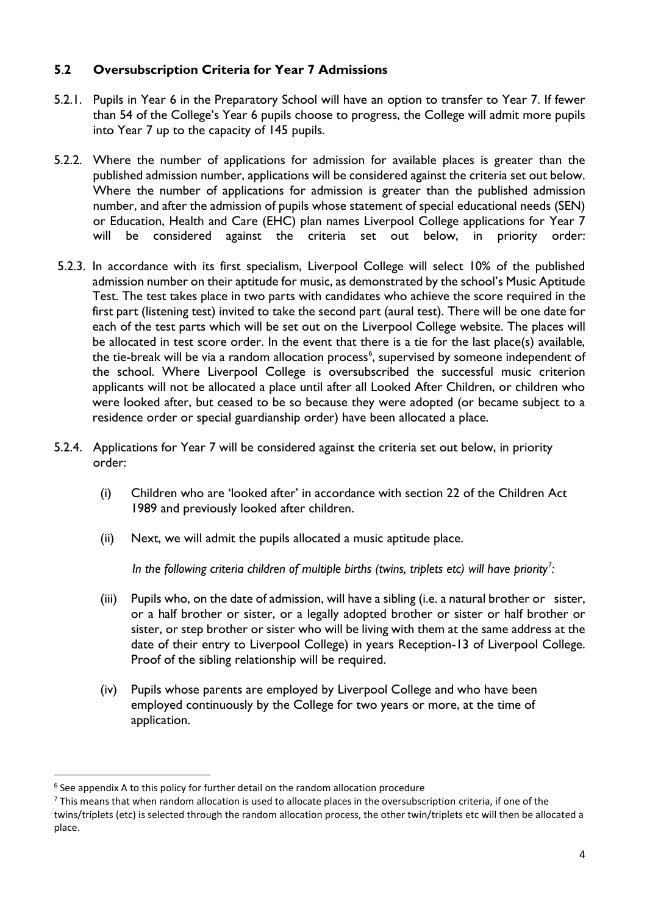### 5.2 Oversubscription Criteria for Year 7 Admissions

5.2.1. Pupils in Year 6 in the Preparatory School will have an option to transfer to Year 7. If fewer than 54 of the College's Year 6 pupils choose to progress, the College will admit more pupils into Year 7 up to the capacity of 145 pupils.

5.2.2. Where the number of applications for admission for available places is greater than the published admission number, applications will be considered against the criteria set out below. Where the number of applications for admission is greater than the published admission number, and after the admission of pupils whose statement of special educational needs (SEN) or Education, Health and Care (EHC) plan names Liverpool College applications for Year 7 will be considered against the criteria set out below, in priority order:

5.2.3. In accordance with its first specialism, Liverpool College will select 10% of the published admission number on their aptitude for music, as demonstrated by the school's Music Aptitude Test. The test takes place in two parts with candidates who achieve the score required in the first part (listening test) invited to take the second part (aural test). There will be one date for each of the test parts which will be set out on the Liverpool College website. The places will be allocated in test score order. In the event that there is a tie for the last place(s) available, the tie-break will be via a random allocation process[6], supervised by someone independent of the school. Where Liverpool College is oversubscribed the successful music criterion applicants will not be allocated a place until after all Looked After Children, or children who were looked after, but ceased to be so because they were adopted (or became subject to a residence order or special guardianship order) have been allocated a place.

5.2.4. Applications for Year 7 will be considered against the criteria set out below, in priority order:

(i) Children who are 'looked after' in accordance with section 22 of the Children Act 1989 and previously looked after children.

(ii) Next, we will admit the pupils allocated a music aptitude place.

*In the following criteria children of multiple births (twins, triplets etc) will have priority[7]:*

(iii) Pupils who, on the date of admission, will have a sibling (i.e. a natural brother or sister, or a half brother or sister, or a legally adopted brother or sister or half brother or sister, or step brother or sister who will be living with them at the same address at the date of their entry to Liverpool College) in years Reception-13 of Liverpool College. Proof of the sibling relationship will be required.

(iv) Pupils whose parents are employed by Liverpool College and who have been employed continuously by the College for two years or more, at the time of application.

---

[6] See appendix A to this policy for further detail on the random allocation procedure

[7] This means that when random allocation is used to allocate places in the oversubscription criteria, if one of the twins/triplets (etc) is selected through the random allocation process, the other twin/triplets etc will then be allocated a place.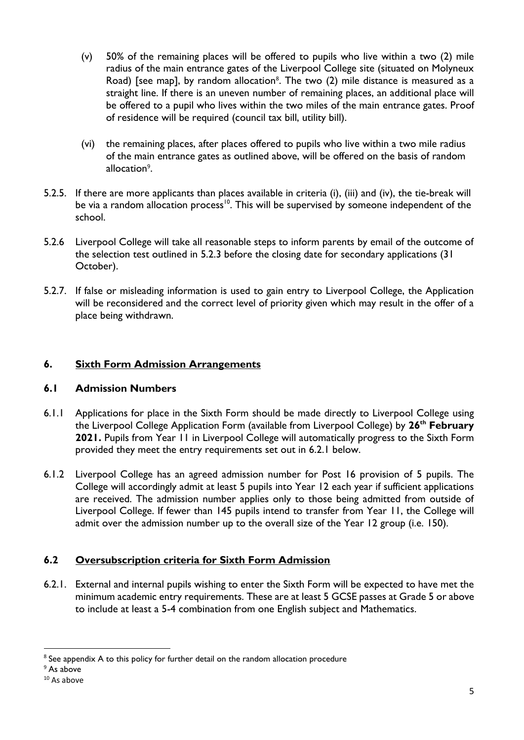(v) 50% of the remaining places will be offered to pupils who live within a two (2) mile radius of the main entrance gates of the Liverpool College site (situated on Molyneux Road) [see map], by random allocation[8]. The two (2) mile distance is measured as a straight line. If there is an uneven number of remaining places, an additional place will be offered to a pupil who lives within the two miles of the main entrance gates. Proof of residence will be required (council tax bill, utility bill).

(vi) the remaining places, after places offered to pupils who live within a two mile radius of the main entrance gates as outlined above, will be offered on the basis of random allocation[9].

5.2.5. If there are more applicants than places available in criteria (i), (iii) and (iv), the tie-break will be via a random allocation process[10]. This will be supervised by someone independent of the school.

5.2.6 Liverpool College will take all reasonable steps to inform parents by email of the outcome of the selection test outlined in 5.2.3 before the closing date for secondary applications (31 October).

5.2.7. If false or misleading information is used to gain entry to Liverpool College, the Application will be reconsidered and the correct level of priority given which may result in the offer of a place being withdrawn.

## 6. Sixth Form Admission Arrangements

### 6.1 Admission Numbers

6.1.1 Applications for place in the Sixth Form should be made directly to Liverpool College using the Liverpool College Application Form (available from Liverpool College) by **26th February 2021.** Pupils from Year 11 in Liverpool College will automatically progress to the Sixth Form provided they meet the entry requirements set out in 6.2.1 below.

6.1.2 Liverpool College has an agreed admission number for Post 16 provision of 5 pupils. The College will accordingly admit at least 5 pupils into Year 12 each year if sufficient applications are received. The admission number applies only to those being admitted from outside of Liverpool College. If fewer than 145 pupils intend to transfer from Year 11, the College will admit over the admission number up to the overall size of the Year 12 group (i.e. 150).

### 6.2 Oversubscription criteria for Sixth Form Admission

6.2.1. External and internal pupils wishing to enter the Sixth Form will be expected to have met the minimum academic entry requirements. These are at least 5 GCSE passes at Grade 5 or above to include at least a 5-4 combination from one English subject and Mathematics.

---

[8] See appendix A to this policy for further detail on the random allocation procedure

[9] As above

[10] As above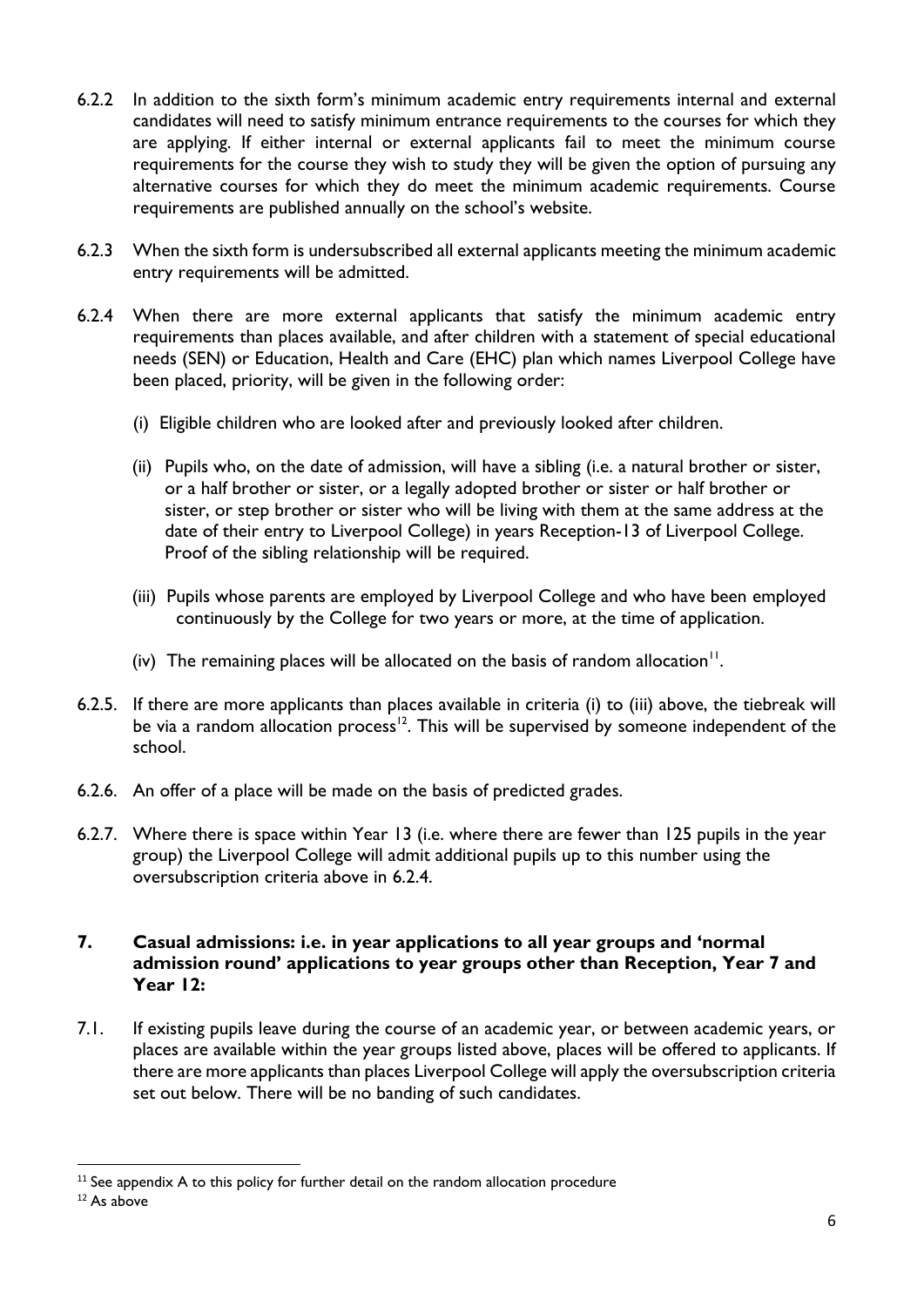6.2.2 In addition to the sixth form's minimum academic entry requirements internal and external candidates will need to satisfy minimum entrance requirements to the courses for which they are applying. If either internal or external applicants fail to meet the minimum course requirements for the course they wish to study they will be given the option of pursuing any alternative courses for which they do meet the minimum academic requirements. Course requirements are published annually on the school's website.

6.2.3 When the sixth form is undersubscribed all external applicants meeting the minimum academic entry requirements will be admitted.

6.2.4 When there are more external applicants that satisfy the minimum academic entry requirements than places available, and after children with a statement of special educational needs (SEN) or Education, Health and Care (EHC) plan which names Liverpool College have been placed, priority, will be given in the following order:

(i) Eligible children who are looked after and previously looked after children.

(ii) Pupils who, on the date of admission, will have a sibling (i.e. a natural brother or sister, or a half brother or sister, or a legally adopted brother or sister or half brother or sister, or step brother or sister who will be living with them at the same address at the date of their entry to Liverpool College) in years Reception-13 of Liverpool College. Proof of the sibling relationship will be required.

(iii) Pupils whose parents are employed by Liverpool College and who have been employed continuously by the College for two years or more, at the time of application.

(iv) The remaining places will be allocated on the basis of random allocation[11].

6.2.5. If there are more applicants than places available in criteria (i) to (iii) above, the tiebreak will be via a random allocation process[12]. This will be supervised by someone independent of the school.

6.2.6. An offer of a place will be made on the basis of predicted grades.

6.2.7. Where there is space within Year 13 (i.e. where there are fewer than 125 pupils in the year group) the Liverpool College will admit additional pupils up to this number using the oversubscription criteria above in 6.2.4.

## 7. Casual admissions: i.e. in year applications to all year groups and 'normal admission round' applications to year groups other than Reception, Year 7 and Year 12:

7.1. If existing pupils leave during the course of an academic year, or between academic years, or places are available within the year groups listed above, places will be offered to applicants. If there are more applicants than places Liverpool College will apply the oversubscription criteria set out below. There will be no banding of such candidates.

---

[11] See appendix A to this policy for further detail on the random allocation procedure

[12] As above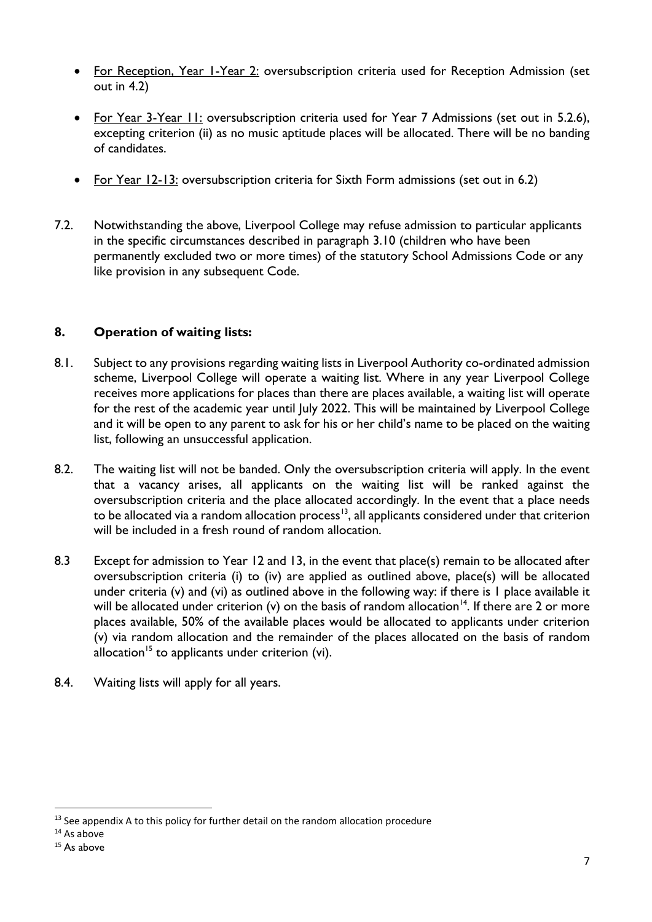- <u>For Reception, Year 1-Year 2:</u> oversubscription criteria used for Reception Admission (set out in 4.2)
- <u>For Year 3-Year 11:</u> oversubscription criteria used for Year 7 Admissions (set out in 5.2.6), excepting criterion (ii) as no music aptitude places will be allocated. There will be no banding of candidates.
- <u>For Year 12-13:</u> oversubscription criteria for Sixth Form admissions (set out in 6.2)

7.2. Notwithstanding the above, Liverpool College may refuse admission to particular applicants in the specific circumstances described in paragraph 3.10 (children who have been permanently excluded two or more times) of the statutory School Admissions Code or any like provision in any subsequent Code.

## 8. Operation of waiting lists:

8.1. Subject to any provisions regarding waiting lists in Liverpool Authority co-ordinated admission scheme, Liverpool College will operate a waiting list. Where in any year Liverpool College receives more applications for places than there are places available, a waiting list will operate for the rest of the academic year until July 2022. This will be maintained by Liverpool College and it will be open to any parent to ask for his or her child's name to be placed on the waiting list, following an unsuccessful application.

8.2. The waiting list will not be banded. Only the oversubscription criteria will apply. In the event that a vacancy arises, all applicants on the waiting list will be ranked against the oversubscription criteria and the place allocated accordingly. In the event that a place needs to be allocated via a random allocation process[13], all applicants considered under that criterion will be included in a fresh round of random allocation.

8.3 Except for admission to Year 12 and 13, in the event that place(s) remain to be allocated after oversubscription criteria (i) to (iv) are applied as outlined above, place(s) will be allocated under criteria (v) and (vi) as outlined above in the following way: if there is 1 place available it will be allocated under criterion (v) on the basis of random allocation[14]. If there are 2 or more places available, 50% of the available places would be allocated to applicants under criterion (v) via random allocation and the remainder of the places allocated on the basis of random allocation[15] to applicants under criterion (vi).

8.4. Waiting lists will apply for all years.

[13] See appendix A to this policy for further detail on the random allocation procedure

[14] As above

[15] As above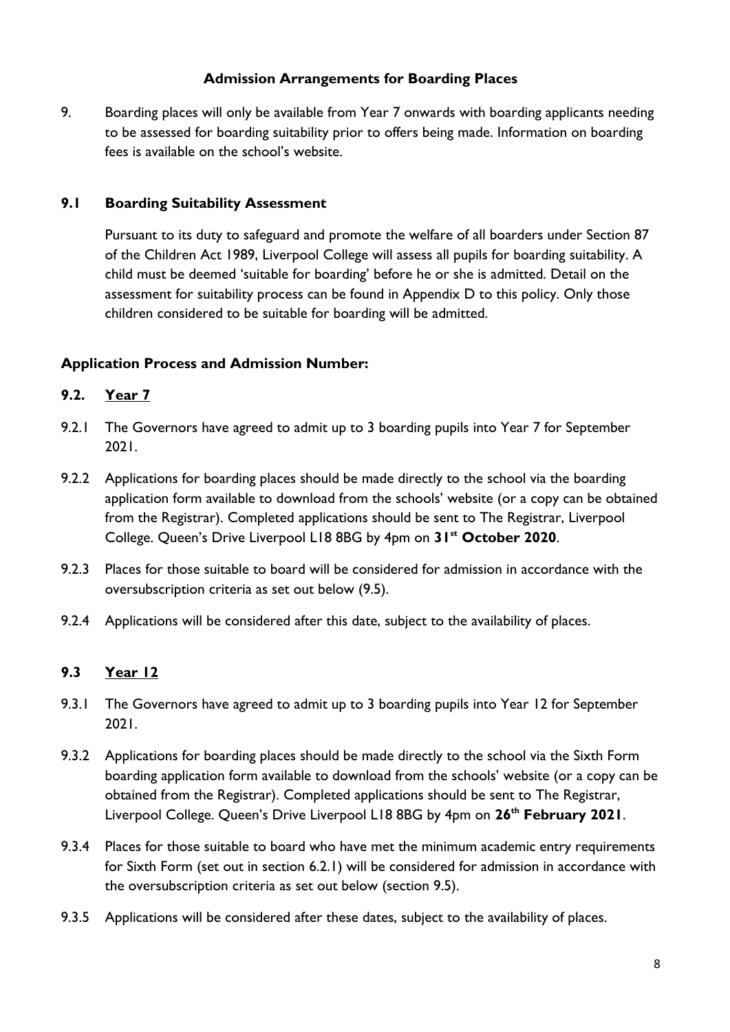**Admission Arrangements for Boarding Places**

9. Boarding places will only be available from Year 7 onwards with boarding applicants needing to be assessed for boarding suitability prior to offers being made. Information on boarding fees is available on the school's website.

**9.1 Boarding Suitability Assessment**

Pursuant to its duty to safeguard and promote the welfare of all boarders under Section 87 of the Children Act 1989, Liverpool College will assess all pupils for boarding suitability. A child must be deemed 'suitable for boarding' before he or she is admitted. Detail on the assessment for suitability process can be found in Appendix D to this policy. Only those children considered to be suitable for boarding will be admitted.

**Application Process and Admission Number:**

**9.2. <u>Year 7</u>**

9.2.1 The Governors have agreed to admit up to 3 boarding pupils into Year 7 for September 2021.

9.2.2 Applications for boarding places should be made directly to the school via the boarding application form available to download from the schools' website (or a copy can be obtained from the Registrar). Completed applications should be sent to The Registrar, Liverpool College. Queen's Drive Liverpool L18 8BG by 4pm on **31st October 2020**.

9.2.3 Places for those suitable to board will be considered for admission in accordance with the oversubscription criteria as set out below (9.5).

9.2.4 Applications will be considered after this date, subject to the availability of places.

**9.3 <u>Year 12</u>**

9.3.1 The Governors have agreed to admit up to 3 boarding pupils into Year 12 for September 2021.

9.3.2 Applications for boarding places should be made directly to the school via the Sixth Form boarding application form available to download from the schools' website (or a copy can be obtained from the Registrar). Completed applications should be sent to The Registrar, Liverpool College. Queen's Drive Liverpool L18 8BG by 4pm on **26th February 2021**.

9.3.4 Places for those suitable to board who have met the minimum academic entry requirements for Sixth Form (set out in section 6.2.1) will be considered for admission in accordance with the oversubscription criteria as set out below (section 9.5).

9.3.5 Applications will be considered after these dates, subject to the availability of places.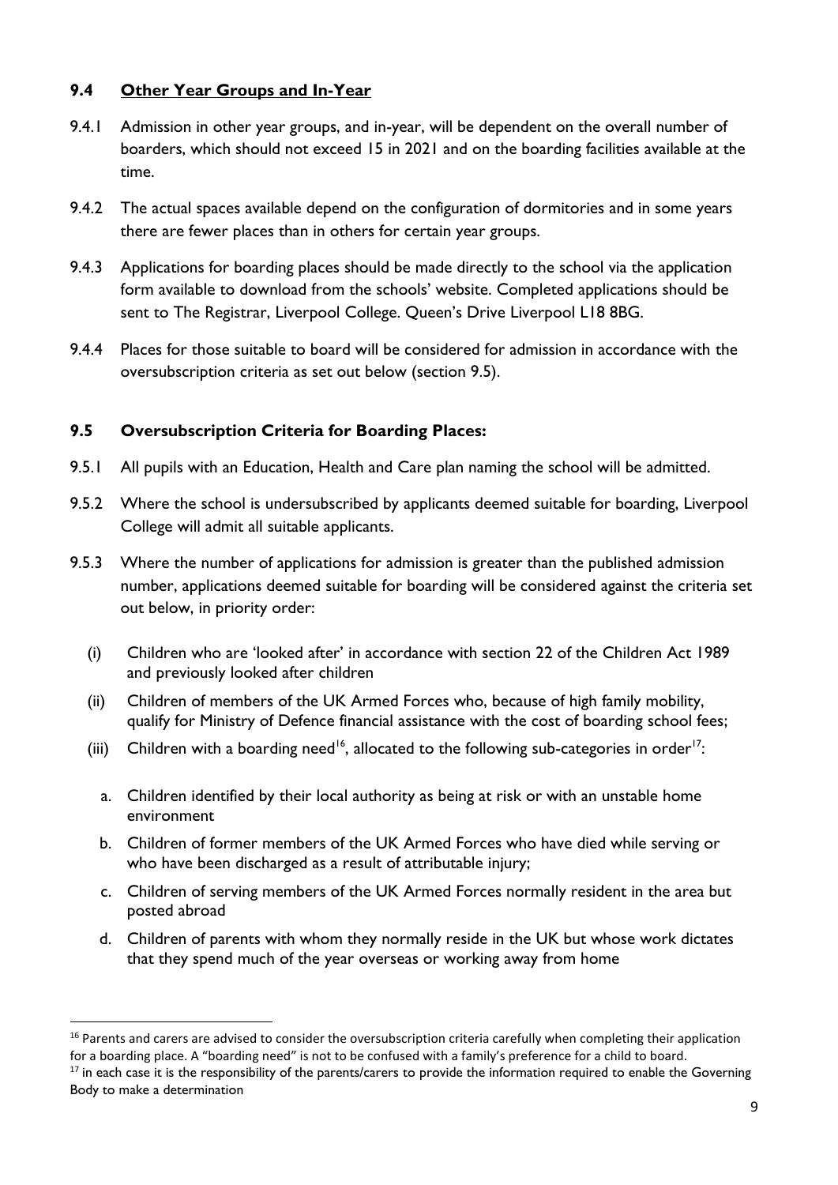### 9.4 Other Year Groups and In-Year

9.4.1 Admission in other year groups, and in-year, will be dependent on the overall number of boarders, which should not exceed 15 in 2021 and on the boarding facilities available at the time.

9.4.2 The actual spaces available depend on the configuration of dormitories and in some years there are fewer places than in others for certain year groups.

9.4.3 Applications for boarding places should be made directly to the school via the application form available to download from the schools' website. Completed applications should be sent to The Registrar, Liverpool College. Queen's Drive Liverpool L18 8BG.

9.4.4 Places for those suitable to board will be considered for admission in accordance with the oversubscription criteria as set out below (section 9.5).

### 9.5 Oversubscription Criteria for Boarding Places:

9.5.1 All pupils with an Education, Health and Care plan naming the school will be admitted.

9.5.2 Where the school is undersubscribed by applicants deemed suitable for boarding, Liverpool College will admit all suitable applicants.

9.5.3 Where the number of applications for admission is greater than the published admission number, applications deemed suitable for boarding will be considered against the criteria set out below, in priority order:

(i) Children who are 'looked after' in accordance with section 22 of the Children Act 1989 and previously looked after children

(ii) Children of members of the UK Armed Forces who, because of high family mobility, qualify for Ministry of Defence financial assistance with the cost of boarding school fees;

(iii) Children with a boarding need[16], allocated to the following sub-categories in order[17]:

a. Children identified by their local authority as being at risk or with an unstable home environment

b. Children of former members of the UK Armed Forces who have died while serving or who have been discharged as a result of attributable injury;

c. Children of serving members of the UK Armed Forces normally resident in the area but posted abroad

d. Children of parents with whom they normally reside in the UK but whose work dictates that they spend much of the year overseas or working away from home

---

[16] Parents and carers are advised to consider the oversubscription criteria carefully when completing their application for a boarding place. A "boarding need" is not to be confused with a family's preference for a child to board.

[17] in each case it is the responsibility of the parents/carers to provide the information required to enable the Governing Body to make a determination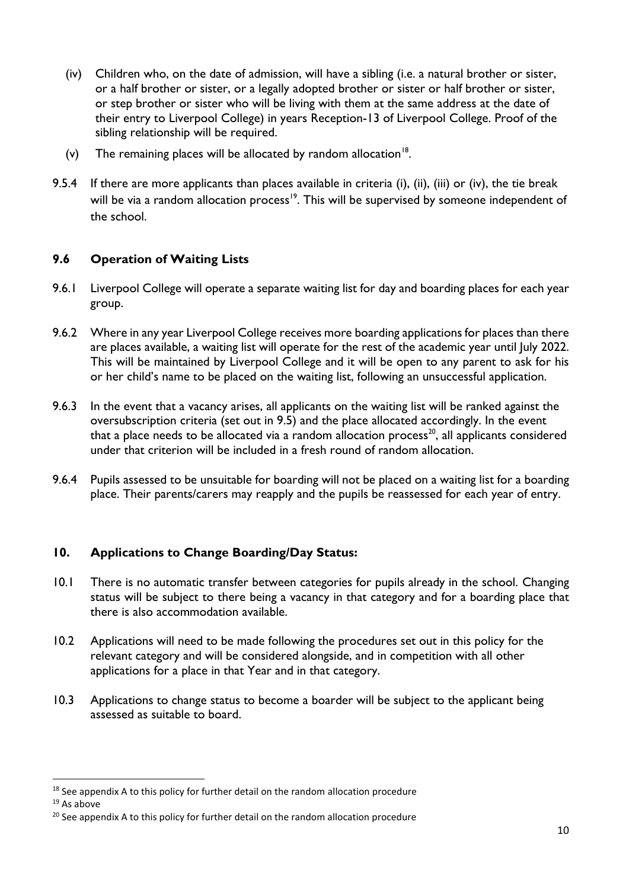(iv) Children who, on the date of admission, will have a sibling (i.e. a natural brother or sister, or a half brother or sister, or a legally adopted brother or sister or half brother or sister, or step brother or sister who will be living with them at the same address at the date of their entry to Liverpool College) in years Reception-13 of Liverpool College. Proof of the sibling relationship will be required.

(v) The remaining places will be allocated by random allocation[18].

9.5.4 If there are more applicants than places available in criteria (i), (ii), (iii) or (iv), the tie break will be via a random allocation process[19]. This will be supervised by someone independent of the school.

### 9.6 Operation of Waiting Lists

9.6.1 Liverpool College will operate a separate waiting list for day and boarding places for each year group.

9.6.2 Where in any year Liverpool College receives more boarding applications for places than there are places available, a waiting list will operate for the rest of the academic year until July 2022. This will be maintained by Liverpool College and it will be open to any parent to ask for his or her child's name to be placed on the waiting list, following an unsuccessful application.

9.6.3 In the event that a vacancy arises, all applicants on the waiting list will be ranked against the oversubscription criteria (set out in 9.5) and the place allocated accordingly. In the event that a place needs to be allocated via a random allocation process[20], all applicants considered under that criterion will be included in a fresh round of random allocation.

9.6.4 Pupils assessed to be unsuitable for boarding will not be placed on a waiting list for a boarding place. Their parents/carers may reapply and the pupils be reassessed for each year of entry.

## 10. Applications to Change Boarding/Day Status:

10.1 There is no automatic transfer between categories for pupils already in the school. Changing status will be subject to there being a vacancy in that category and for a boarding place that there is also accommodation available.

10.2 Applications will need to be made following the procedures set out in this policy for the relevant category and will be considered alongside, and in competition with all other applications for a place in that Year and in that category.

10.3 Applications to change status to become a boarder will be subject to the applicant being assessed as suitable to board.

---

[18] See appendix A to this policy for further detail on the random allocation procedure

[19] As above

[20] See appendix A to this policy for further detail on the random allocation procedure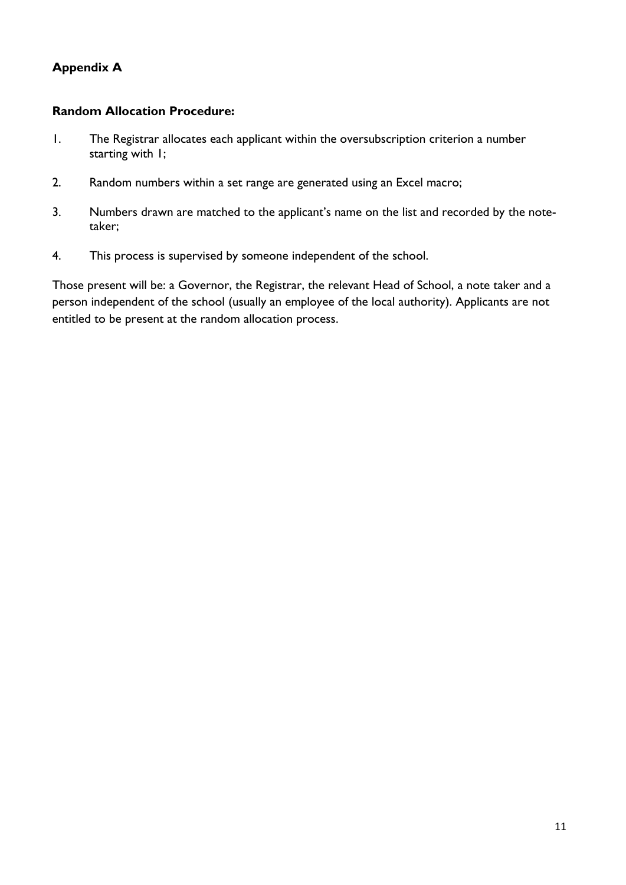**Appendix A**

**Random Allocation Procedure:**

1. The Registrar allocates each applicant within the oversubscription criterion a number starting with 1;
2. Random numbers within a set range are generated using an Excel macro;
3. Numbers drawn are matched to the applicant's name on the list and recorded by the note-taker;
4. This process is supervised by someone independent of the school.

Those present will be: a Governor, the Registrar, the relevant Head of School, a note taker and a person independent of the school (usually an employee of the local authority). Applicants are not entitled to be present at the random allocation process.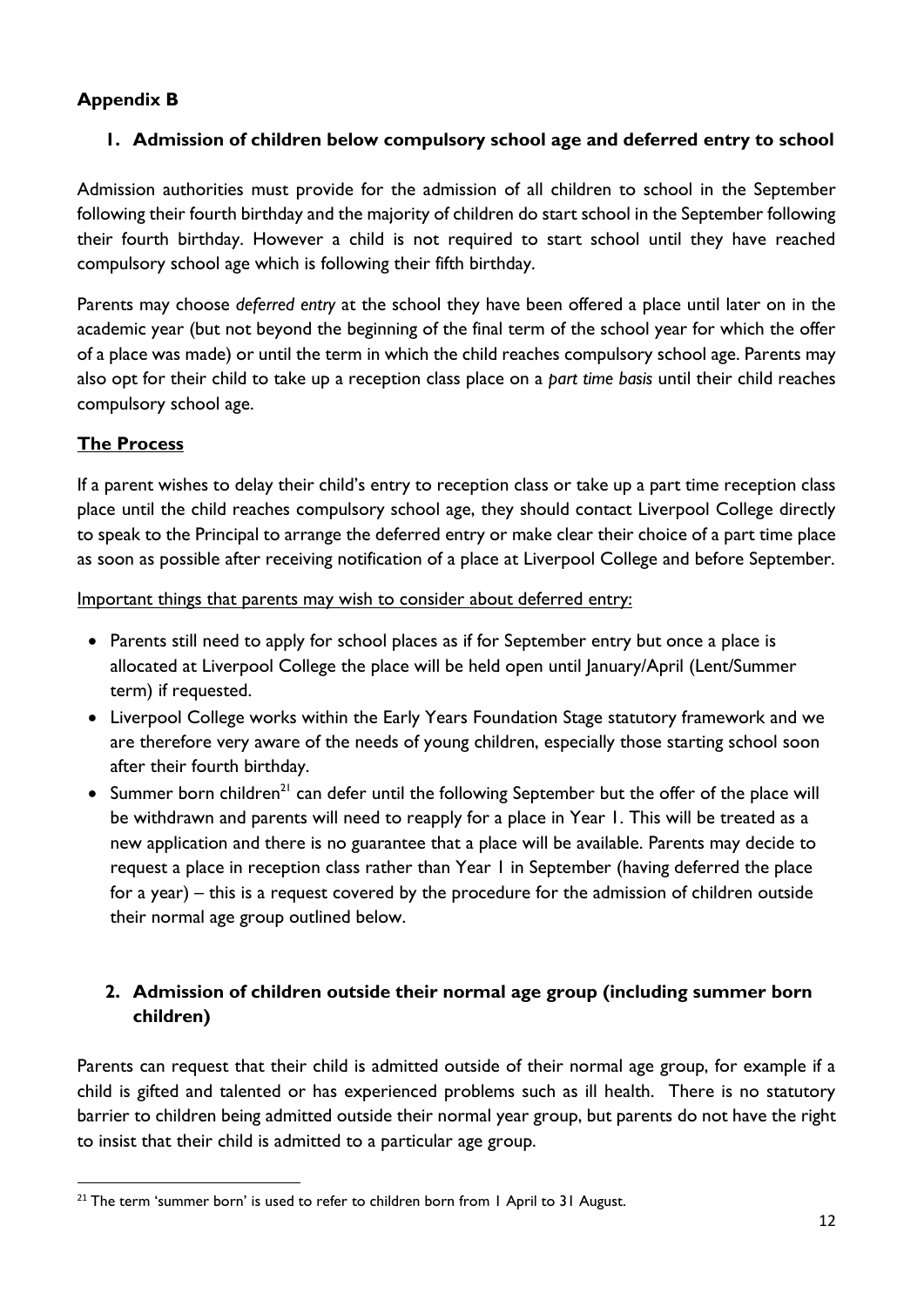**Appendix B**

## 1. Admission of children below compulsory school age and deferred entry to school

Admission authorities must provide for the admission of all children to school in the September following their fourth birthday and the majority of children do start school in the September following their fourth birthday. However a child is not required to start school until they have reached compulsory school age which is following their fifth birthday.

Parents may choose *deferred entry* at the school they have been offered a place until later on in the academic year (but not beyond the beginning of the final term of the school year for which the offer of a place was made) or until the term in which the child reaches compulsory school age. Parents may also opt for their child to take up a reception class place on a *part time basis* until their child reaches compulsory school age.

### The Process

If a parent wishes to delay their child's entry to reception class or take up a part time reception class place until the child reaches compulsory school age, they should contact Liverpool College directly to speak to the Principal to arrange the deferred entry or make clear their choice of a part time place as soon as possible after receiving notification of a place at Liverpool College and before September.

Important things that parents may wish to consider about deferred entry:

- Parents still need to apply for school places as if for September entry but once a place is allocated at Liverpool College the place will be held open until January/April (Lent/Summer term) if requested.
- Liverpool College works within the Early Years Foundation Stage statutory framework and we are therefore very aware of the needs of young children, especially those starting school soon after their fourth birthday.
- Summer born children[21] can defer until the following September but the offer of the place will be withdrawn and parents will need to reapply for a place in Year 1. This will be treated as a new application and there is no guarantee that a place will be available. Parents may decide to request a place in reception class rather than Year 1 in September (having deferred the place for a year) – this is a request covered by the procedure for the admission of children outside their normal age group outlined below.

## 2. Admission of children outside their normal age group (including summer born children)

Parents can request that their child is admitted outside of their normal age group, for example if a child is gifted and talented or has experienced problems such as ill health. There is no statutory barrier to children being admitted outside their normal year group, but parents do not have the right to insist that their child is admitted to a particular age group.

[21] The term 'summer born' is used to refer to children born from 1 April to 31 August.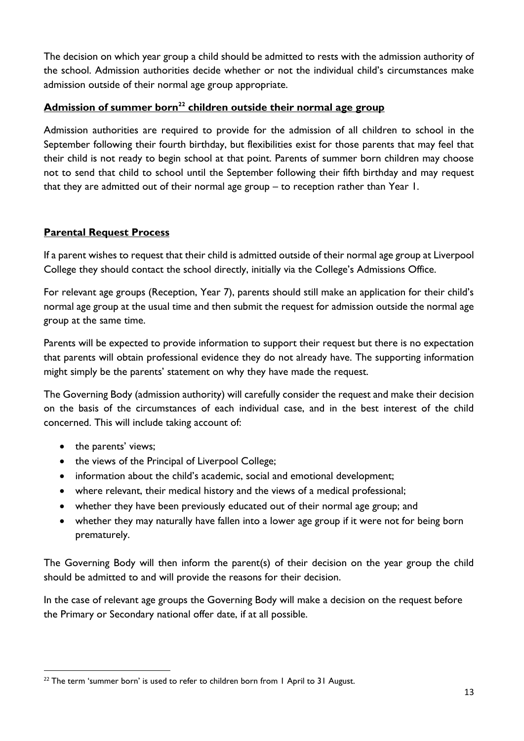The decision on which year group a child should be admitted to rests with the admission authority of the school. Admission authorities decide whether or not the individual child's circumstances make admission outside of their normal age group appropriate.

## Admission of summer born[22] children outside their normal age group

Admission authorities are required to provide for the admission of all children to school in the September following their fourth birthday, but flexibilities exist for those parents that may feel that their child is not ready to begin school at that point. Parents of summer born children may choose not to send that child to school until the September following their fifth birthday and may request that they are admitted out of their normal age group – to reception rather than Year 1.

## Parental Request Process

If a parent wishes to request that their child is admitted outside of their normal age group at Liverpool College they should contact the school directly, initially via the College's Admissions Office.

For relevant age groups (Reception, Year 7), parents should still make an application for their child's normal age group at the usual time and then submit the request for admission outside the normal age group at the same time.

Parents will be expected to provide information to support their request but there is no expectation that parents will obtain professional evidence they do not already have. The supporting information might simply be the parents' statement on why they have made the request.

The Governing Body (admission authority) will carefully consider the request and make their decision on the basis of the circumstances of each individual case, and in the best interest of the child concerned. This will include taking account of:

- the parents' views;
- the views of the Principal of Liverpool College;
- information about the child's academic, social and emotional development;
- where relevant, their medical history and the views of a medical professional;
- whether they have been previously educated out of their normal age group; and
- whether they may naturally have fallen into a lower age group if it were not for being born prematurely.

The Governing Body will then inform the parent(s) of their decision on the year group the child should be admitted to and will provide the reasons for their decision.

In the case of relevant age groups the Governing Body will make a decision on the request before the Primary or Secondary national offer date, if at all possible.

---

[22] The term 'summer born' is used to refer to children born from 1 April to 31 August.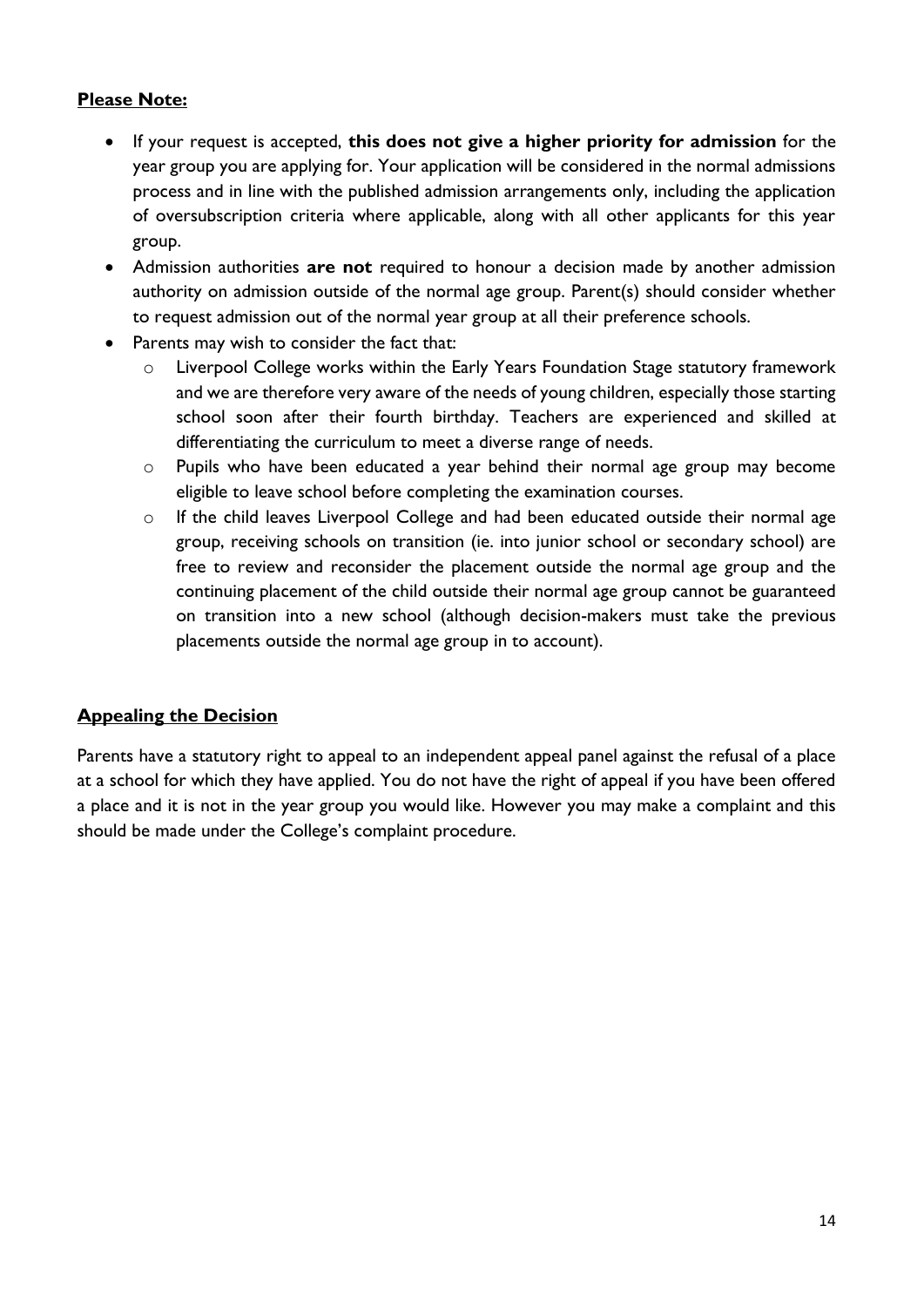**Please Note:**

- If your request is accepted, **this does not give a higher priority for admission** for the year group you are applying for. Your application will be considered in the normal admissions process and in line with the published admission arrangements only, including the application of oversubscription criteria where applicable, along with all other applicants for this year group.
- Admission authorities **are not** required to honour a decision made by another admission authority on admission outside of the normal age group. Parent(s) should consider whether to request admission out of the normal year group at all their preference schools.
- Parents may wish to consider the fact that:
  - Liverpool College works within the Early Years Foundation Stage statutory framework and we are therefore very aware of the needs of young children, especially those starting school soon after their fourth birthday. Teachers are experienced and skilled at differentiating the curriculum to meet a diverse range of needs.
  - Pupils who have been educated a year behind their normal age group may become eligible to leave school before completing the examination courses.
  - If the child leaves Liverpool College and had been educated outside their normal age group, receiving schools on transition (ie. into junior school or secondary school) are free to review and reconsider the placement outside the normal age group and the continuing placement of the child outside their normal age group cannot be guaranteed on transition into a new school (although decision-makers must take the previous placements outside the normal age group in to account).

**Appealing the Decision**

Parents have a statutory right to appeal to an independent appeal panel against the refusal of a place at a school for which they have applied. You do not have the right of appeal if you have been offered a place and it is not in the year group you would like. However you may make a complaint and this should be made under the College's complaint procedure.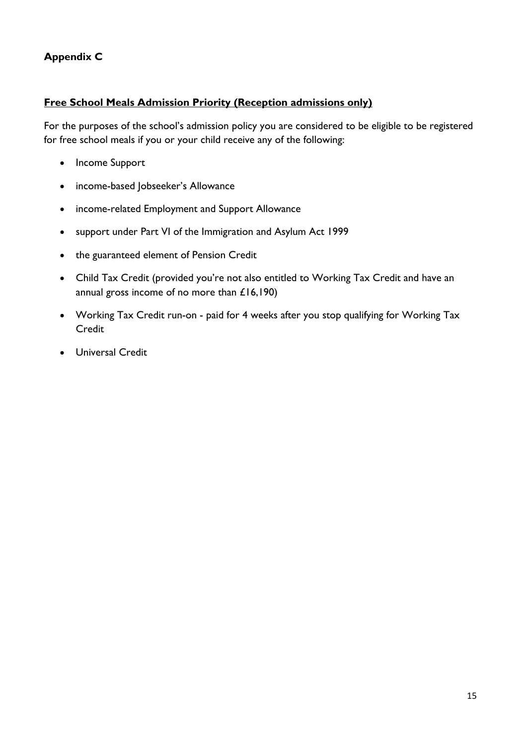## Appendix C

**Free School Meals Admission Priority (Reception admissions only)**

For the purposes of the school's admission policy you are considered to be eligible to be registered for free school meals if you or your child receive any of the following:

- Income Support
- income-based Jobseeker's Allowance
- income-related Employment and Support Allowance
- support under Part VI of the Immigration and Asylum Act 1999
- the guaranteed element of Pension Credit
- Child Tax Credit (provided you're not also entitled to Working Tax Credit and have an annual gross income of no more than £16,190)
- Working Tax Credit run-on - paid for 4 weeks after you stop qualifying for Working Tax Credit
- Universal Credit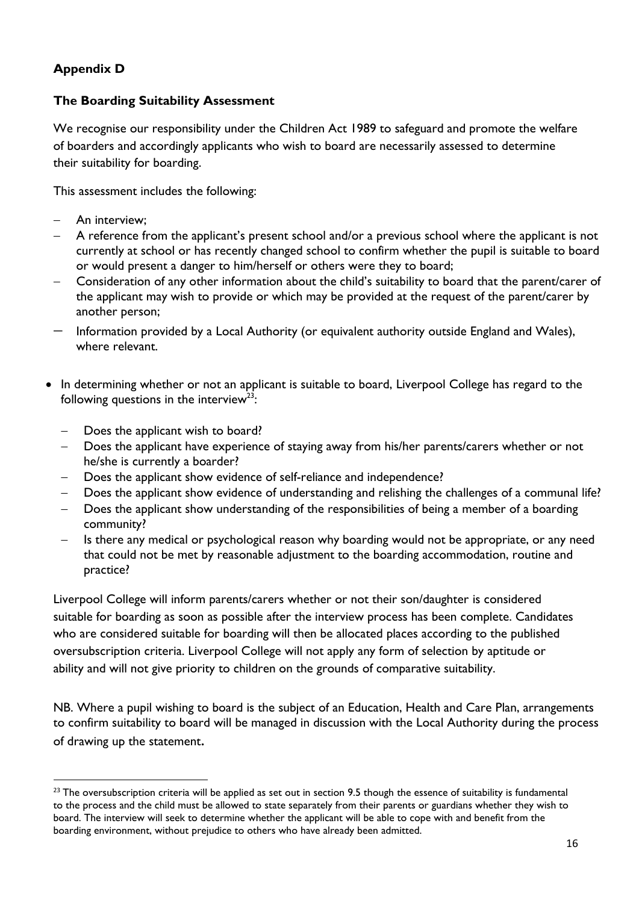**Appendix D**

**The Boarding Suitability Assessment**

We recognise our responsibility under the Children Act 1989 to safeguard and promote the welfare of boarders and accordingly applicants who wish to board are necessarily assessed to determine their suitability for boarding.

This assessment includes the following:

- An interview;
- A reference from the applicant's present school and/or a previous school where the applicant is not currently at school or has recently changed school to confirm whether the pupil is suitable to board or would present a danger to him/herself or others were they to board;
- Consideration of any other information about the child's suitability to board that the parent/carer of the applicant may wish to provide or which may be provided at the request of the parent/carer by another person;
- Information provided by a Local Authority (or equivalent authority outside England and Wales), where relevant.

- In determining whether or not an applicant is suitable to board, Liverpool College has regard to the following questions in the interview[23]:
  - Does the applicant wish to board?
  - Does the applicant have experience of staying away from his/her parents/carers whether or not he/she is currently a boarder?
  - Does the applicant show evidence of self-reliance and independence?
  - Does the applicant show evidence of understanding and relishing the challenges of a communal life?
  - Does the applicant show understanding of the responsibilities of being a member of a boarding community?
  - Is there any medical or psychological reason why boarding would not be appropriate, or any need that could not be met by reasonable adjustment to the boarding accommodation, routine and practice?

Liverpool College will inform parents/carers whether or not their son/daughter is considered suitable for boarding as soon as possible after the interview process has been complete. Candidates who are considered suitable for boarding will then be allocated places according to the published oversubscription criteria. Liverpool College will not apply any form of selection by aptitude or ability and will not give priority to children on the grounds of comparative suitability.

NB. Where a pupil wishing to board is the subject of an Education, Health and Care Plan, arrangements to confirm suitability to board will be managed in discussion with the Local Authority during the process of drawing up the statement**.**

[23] The oversubscription criteria will be applied as set out in section 9.5 though the essence of suitability is fundamental to the process and the child must be allowed to state separately from their parents or guardians whether they wish to board. The interview will seek to determine whether the applicant will be able to cope with and benefit from the boarding environment, without prejudice to others who have already been admitted.